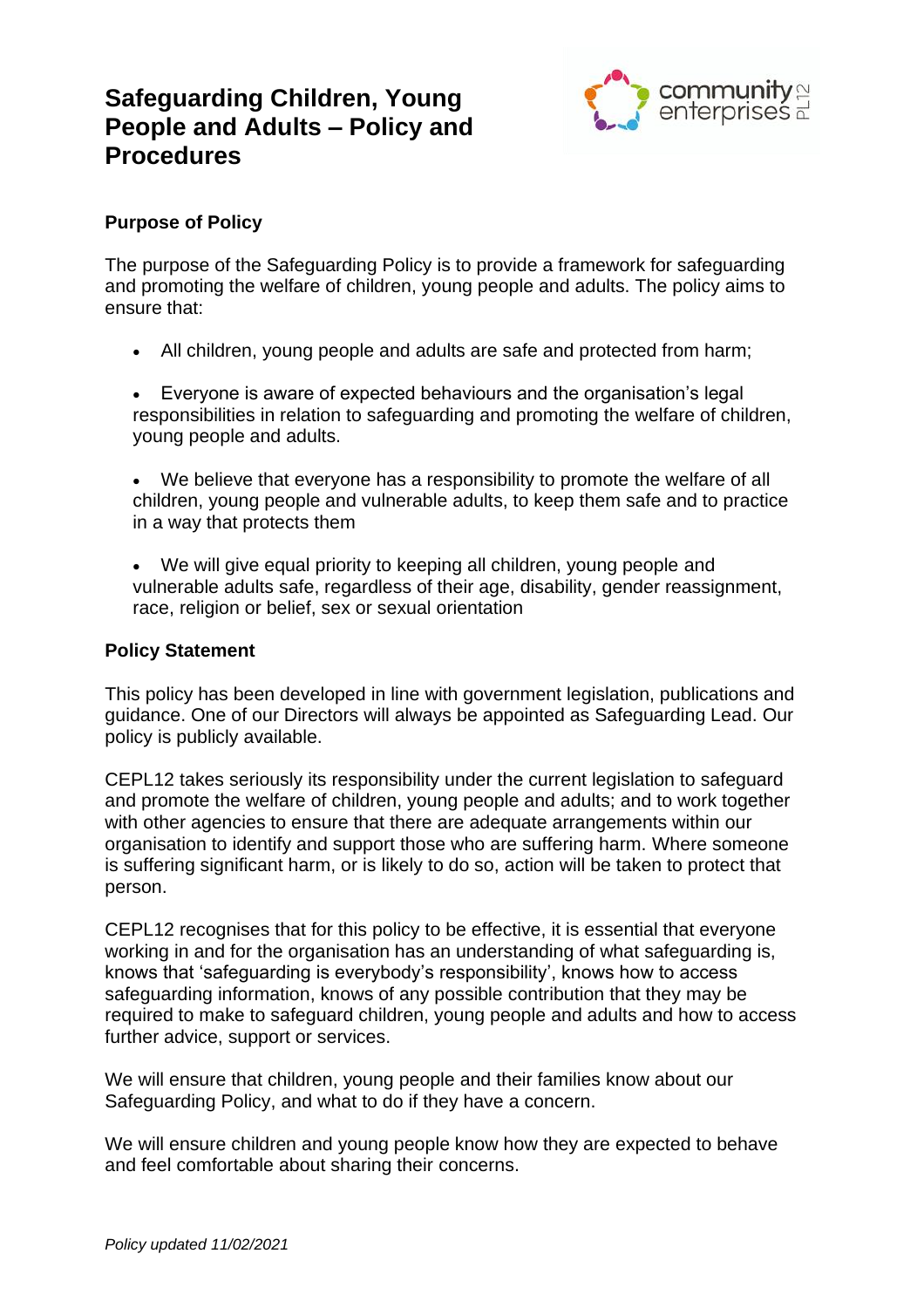# Safeguarding Children, Young People and Adults – Policy and Procedures

## Purpose of Policy

The purpose of the Safeguarding Policy is to provide a framework for safeguarding and promoting the welfare of children, young people and adults. The policy aims to ensure that:

- All children, young people and adults are safe and protected from harm;
- Everyone is aware of expected behaviours and the organisation's legal responsibilities in relation to safeguarding and promoting the welfare of children, young people and adults.
- We believe that everyone has a responsibility to promote the welfare of all children, young people and vulnerable adults, to keep them safe and to practice in a way that protects them
- We will give equal priority to keeping all children, young people and vulnerable adults safe, regardless of their age, disability, gender reassignment, race, religion or belief, sex or sexual orientation

## Policy Statement

This policy has been developed in line with government legislation, publications and guidance. One of our Directors will always be appointed as Safeguarding Lead. Our policy is publicly available.

CEPL12 takes seriously its responsibility under the current legislation to safeguard and promote the welfare of children, young people and adults; and to work together with other agencies to ensure that there are adequate arrangements within our organisation to identify and support those who are suffering harm. Where someone is suffering significant harm, or is likely to do so, action will be taken to protect that person.

CEPL12 recognises that for this policy to be effective, it is essential that everyone working in and for the organisation has an understanding of what safeguarding is, knows that 'safeguarding is everybody's responsibility', knows how to access safeguarding information, knows of any possible contribution that they may be required to make to safeguard children, young people and adults and how to access further advice, support or services.

We will ensure that children, young people and their families know about our Safeguarding Policy, and what to do if they have a concern.

We will ensure children and young people know how they are expected to behave and feel comfortable about sharing their concerns.

*Policy updated 11/02/2021*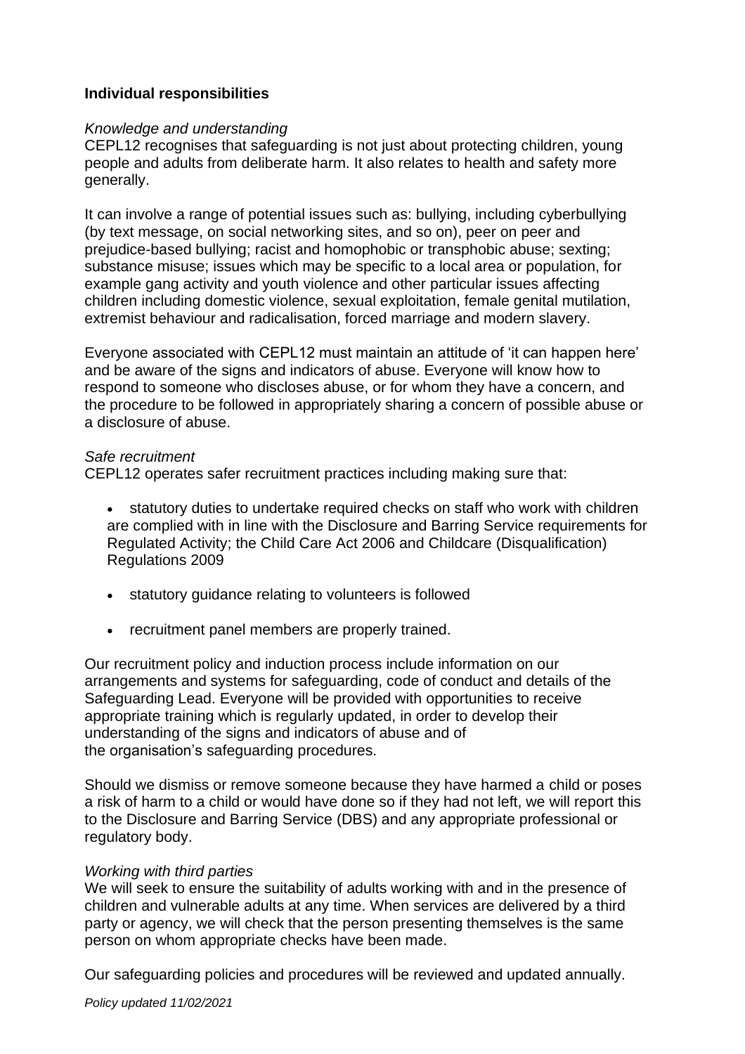**Individual responsibilities**

*Knowledge and understanding*

CEPL12 recognises that safeguarding is not just about protecting children, young people and adults from deliberate harm. It also relates to health and safety more generally.

It can involve a range of potential issues such as: bullying, including cyberbullying (by text message, on social networking sites, and so on), peer on peer and prejudice-based bullying; racist and homophobic or transphobic abuse; sexting; substance misuse; issues which may be specific to a local area or population, for example gang activity and youth violence and other particular issues affecting children including domestic violence, sexual exploitation, female genital mutilation, extremist behaviour and radicalisation, forced marriage and modern slavery.

Everyone associated with CEPL12 must maintain an attitude of 'it can happen here' and be aware of the signs and indicators of abuse. Everyone will know how to respond to someone who discloses abuse, or for whom they have a concern, and the procedure to be followed in appropriately sharing a concern of possible abuse or a disclosure of abuse.

*Safe recruitment*

CEPL12 operates safer recruitment practices including making sure that:

- statutory duties to undertake required checks on staff who work with children are complied with in line with the Disclosure and Barring Service requirements for Regulated Activity; the Child Care Act 2006 and Childcare (Disqualification) Regulations 2009
- statutory guidance relating to volunteers is followed
- recruitment panel members are properly trained.

Our recruitment policy and induction process include information on our arrangements and systems for safeguarding, code of conduct and details of the Safeguarding Lead. Everyone will be provided with opportunities to receive appropriate training which is regularly updated, in order to develop their understanding of the signs and indicators of abuse and of the organisation's safeguarding procedures.

Should we dismiss or remove someone because they have harmed a child or poses a risk of harm to a child or would have done so if they had not left, we will report this to the Disclosure and Barring Service (DBS) and any appropriate professional or regulatory body.

*Working with third parties*

We will seek to ensure the suitability of adults working with and in the presence of children and vulnerable adults at any time. When services are delivered by a third party or agency, we will check that the person presenting themselves is the same person on whom appropriate checks have been made.

Our safeguarding policies and procedures will be reviewed and updated annually.

*Policy updated 11/02/2021*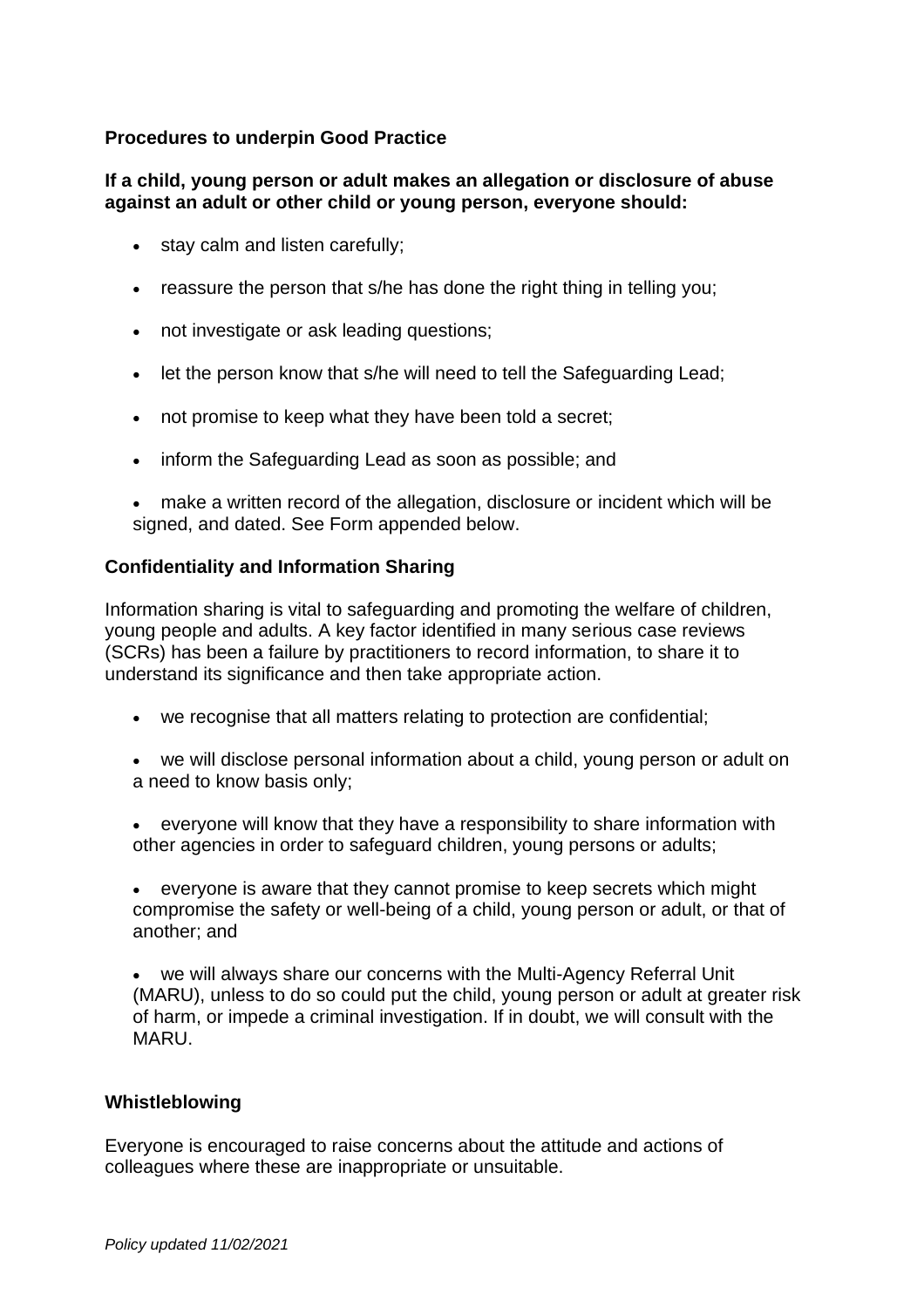**Procedures to underpin Good Practice**

**If a child, young person or adult makes an allegation or disclosure of abuse against an adult or other child or young person, everyone should:**

- stay calm and listen carefully;
- reassure the person that s/he has done the right thing in telling you;
- not investigate or ask leading questions;
- let the person know that s/he will need to tell the Safeguarding Lead;
- not promise to keep what they have been told a secret;
- inform the Safeguarding Lead as soon as possible; and
- make a written record of the allegation, disclosure or incident which will be signed, and dated. See Form appended below.

**Confidentiality and Information Sharing**

Information sharing is vital to safeguarding and promoting the welfare of children, young people and adults. A key factor identified in many serious case reviews (SCRs) has been a failure by practitioners to record information, to share it to understand its significance and then take appropriate action.

- we recognise that all matters relating to protection are confidential;
- we will disclose personal information about a child, young person or adult on a need to know basis only;
- everyone will know that they have a responsibility to share information with other agencies in order to safeguard children, young persons or adults;
- everyone is aware that they cannot promise to keep secrets which might compromise the safety or well-being of a child, young person or adult, or that of another; and
- we will always share our concerns with the Multi-Agency Referral Unit (MARU), unless to do so could put the child, young person or adult at greater risk of harm, or impede a criminal investigation. If in doubt, we will consult with the MARU.

**Whistleblowing**

Everyone is encouraged to raise concerns about the attitude and actions of colleagues where these are inappropriate or unsuitable.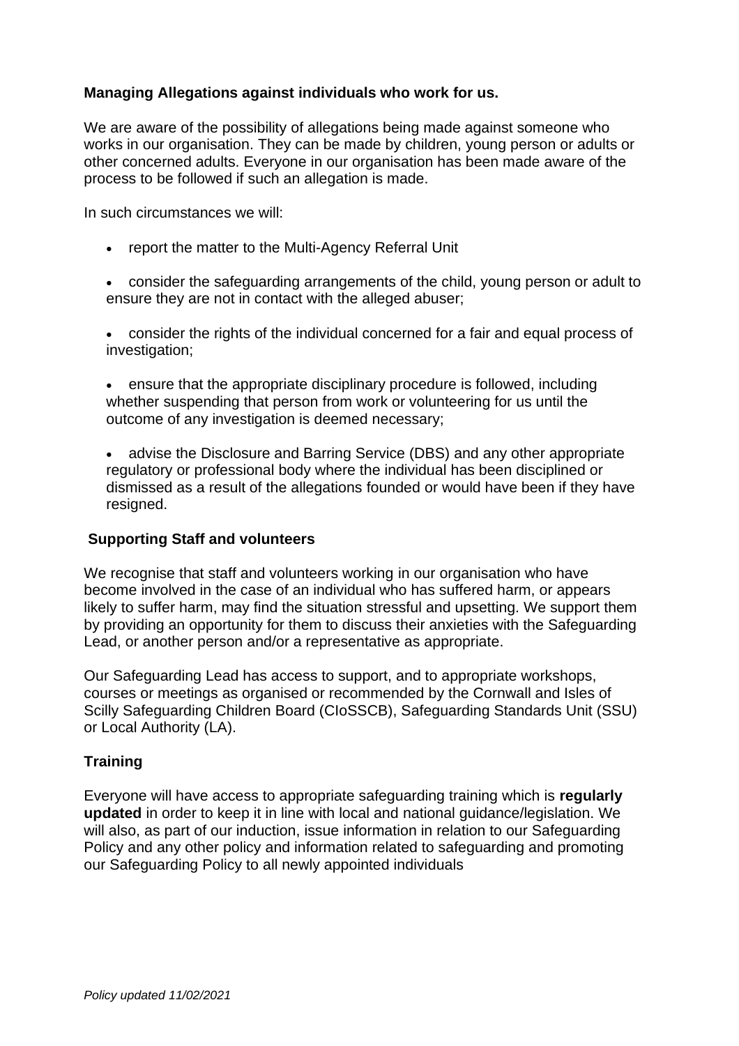**Managing Allegations against individuals who work for us.**

We are aware of the possibility of allegations being made against someone who works in our organisation. They can be made by children, young person or adults or other concerned adults. Everyone in our organisation has been made aware of the process to be followed if such an allegation is made.

In such circumstances we will:

- report the matter to the Multi-Agency Referral Unit
- consider the safeguarding arrangements of the child, young person or adult to ensure they are not in contact with the alleged abuser;
- consider the rights of the individual concerned for a fair and equal process of investigation;
- ensure that the appropriate disciplinary procedure is followed, including whether suspending that person from work or volunteering for us until the outcome of any investigation is deemed necessary;
- advise the Disclosure and Barring Service (DBS) and any other appropriate regulatory or professional body where the individual has been disciplined or dismissed as a result of the allegations founded or would have been if they have resigned.

**Supporting Staff and volunteers**

We recognise that staff and volunteers working in our organisation who have become involved in the case of an individual who has suffered harm, or appears likely to suffer harm, may find the situation stressful and upsetting. We support them by providing an opportunity for them to discuss their anxieties with the Safeguarding Lead, or another person and/or a representative as appropriate.

Our Safeguarding Lead has access to support, and to appropriate workshops, courses or meetings as organised or recommended by the Cornwall and Isles of Scilly Safeguarding Children Board (CIoSSCB), Safeguarding Standards Unit (SSU) or Local Authority (LA).

**Training**

Everyone will have access to appropriate safeguarding training which is **regularly updated** in order to keep it in line with local and national guidance/legislation. We will also, as part of our induction, issue information in relation to our Safeguarding Policy and any other policy and information related to safeguarding and promoting our Safeguarding Policy to all newly appointed individuals

*Policy updated 11/02/2021*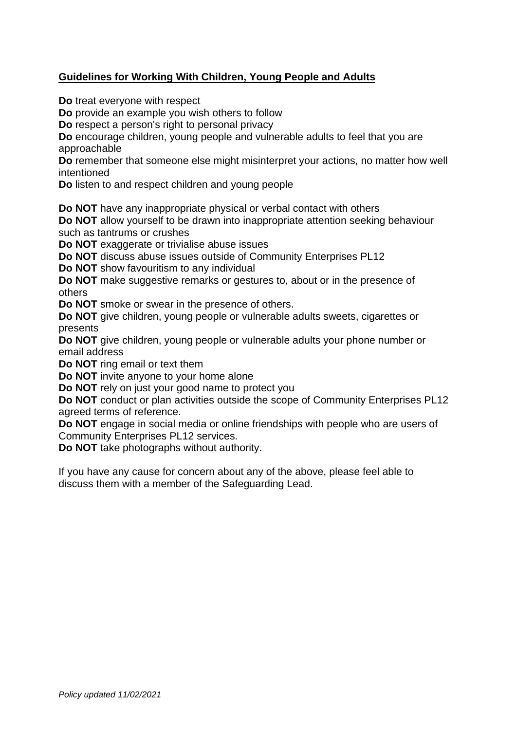## Guidelines for Working With Children, Young People and Adults

**Do** treat everyone with respect
**Do** provide an example you wish others to follow
**Do** respect a person's right to personal privacy
**Do** encourage children, young people and vulnerable adults to feel that you are approachable
**Do** remember that someone else might misinterpret your actions, no matter how well intentioned
**Do** listen to and respect children and young people

**Do NOT** have any inappropriate physical or verbal contact with others
**Do NOT** allow yourself to be drawn into inappropriate attention seeking behaviour such as tantrums or crushes
**Do NOT** exaggerate or trivialise abuse issues
**Do NOT** discuss abuse issues outside of Community Enterprises PL12
**Do NOT** show favouritism to any individual
**Do NOT** make suggestive remarks or gestures to, about or in the presence of others
**Do NOT** smoke or swear in the presence of others.
**Do NOT** give children, young people or vulnerable adults sweets, cigarettes or presents
**Do NOT** give children, young people or vulnerable adults your phone number or email address
**Do NOT** ring email or text them
**Do NOT** invite anyone to your home alone
**Do NOT** rely on just your good name to protect you
**Do NOT** conduct or plan activities outside the scope of Community Enterprises PL12 agreed terms of reference.
**Do NOT** engage in social media or online friendships with people who are users of Community Enterprises PL12 services.
**Do NOT** take photographs without authority.

If you have any cause for concern about any of the above, please feel able to discuss them with a member of the Safeguarding Lead.

*Policy updated 11/02/2021*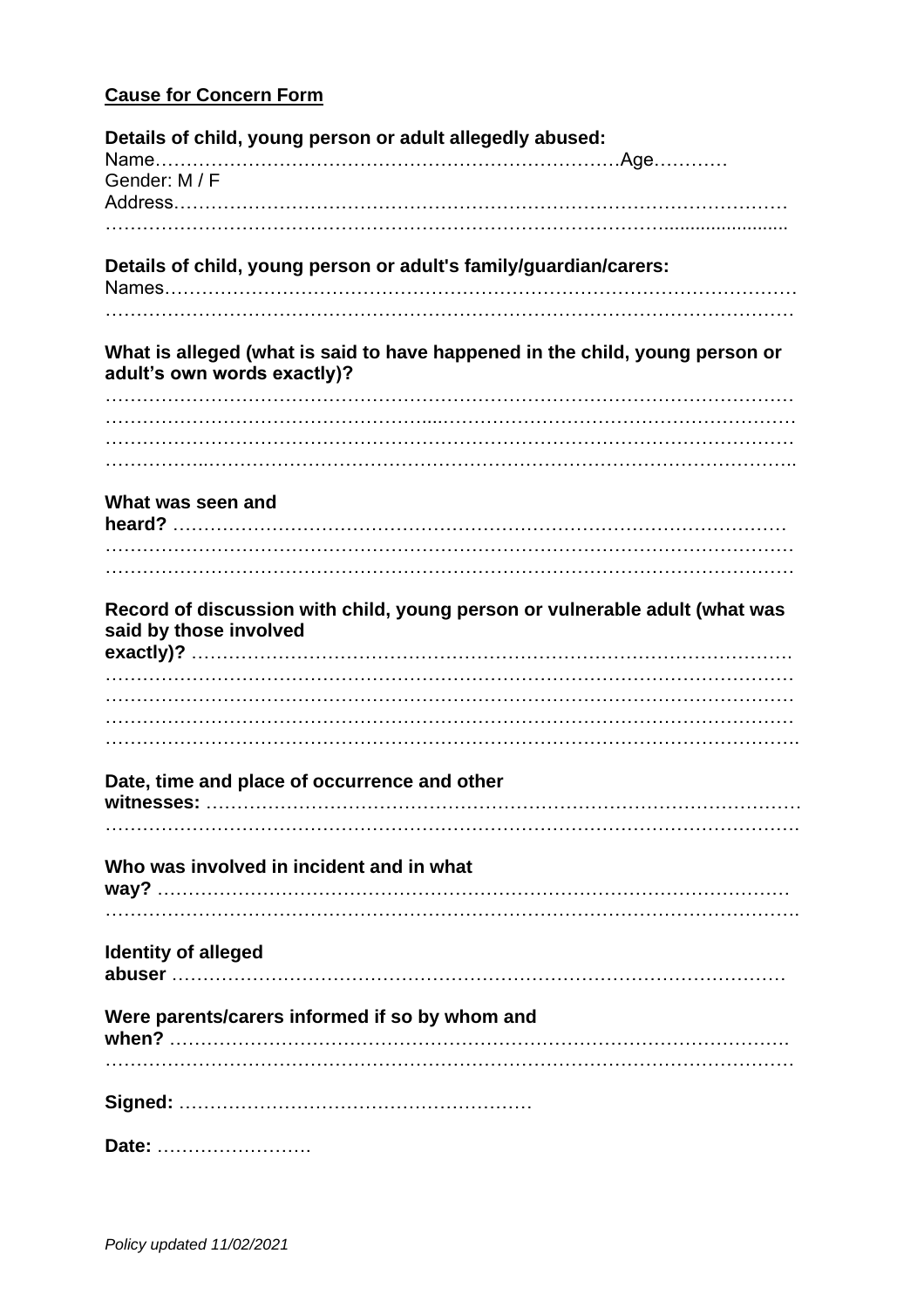**Cause for Concern Form**

**Details of child, young person or adult allegedly abused:**
Name…………………………………………………………………Age…………
Gender: M / F
Address…………………………………………………………………………………
………………………………………………………………………………………………

**Details of child, young person or adult's family/guardian/carers:**
Names……………………………………………………………………………………
………………………………………………………………………………………………

**What is alleged (what is said to have happened in the child, young person or adult's own words exactly)?**
………………………………………………………………………………………………
………………………………………………………………………………………………
………………………………………………………………………………………………
………………………………………………………………………………………………

**What was seen and heard?** ……………………………………………………………………………
………………………………………………………………………………………………
………………………………………………………………………………………………

**Record of discussion with child, young person or vulnerable adult (what was said by those involved exactly)?** …………………………………………………………………………
………………………………………………………………………………………………
………………………………………………………………………………………………
………………………………………………………………………………………………
………………………………………………………………………………………………

**Date, time and place of occurrence and other witnesses:** ………………………………………………………………………
………………………………………………………………………………………………

**Who was involved in incident and in what way?** ……………………………………………………………………………
………………………………………………………………………………………………

**Identity of alleged abuser** ……………………………………………………………………………

**Were parents/carers informed if so by whom and when?** ……………………………………………………………………………
………………………………………………………………………………………………

**Signed:** …………………………………………………

**Date:** ……………………

*Policy updated 11/02/2021*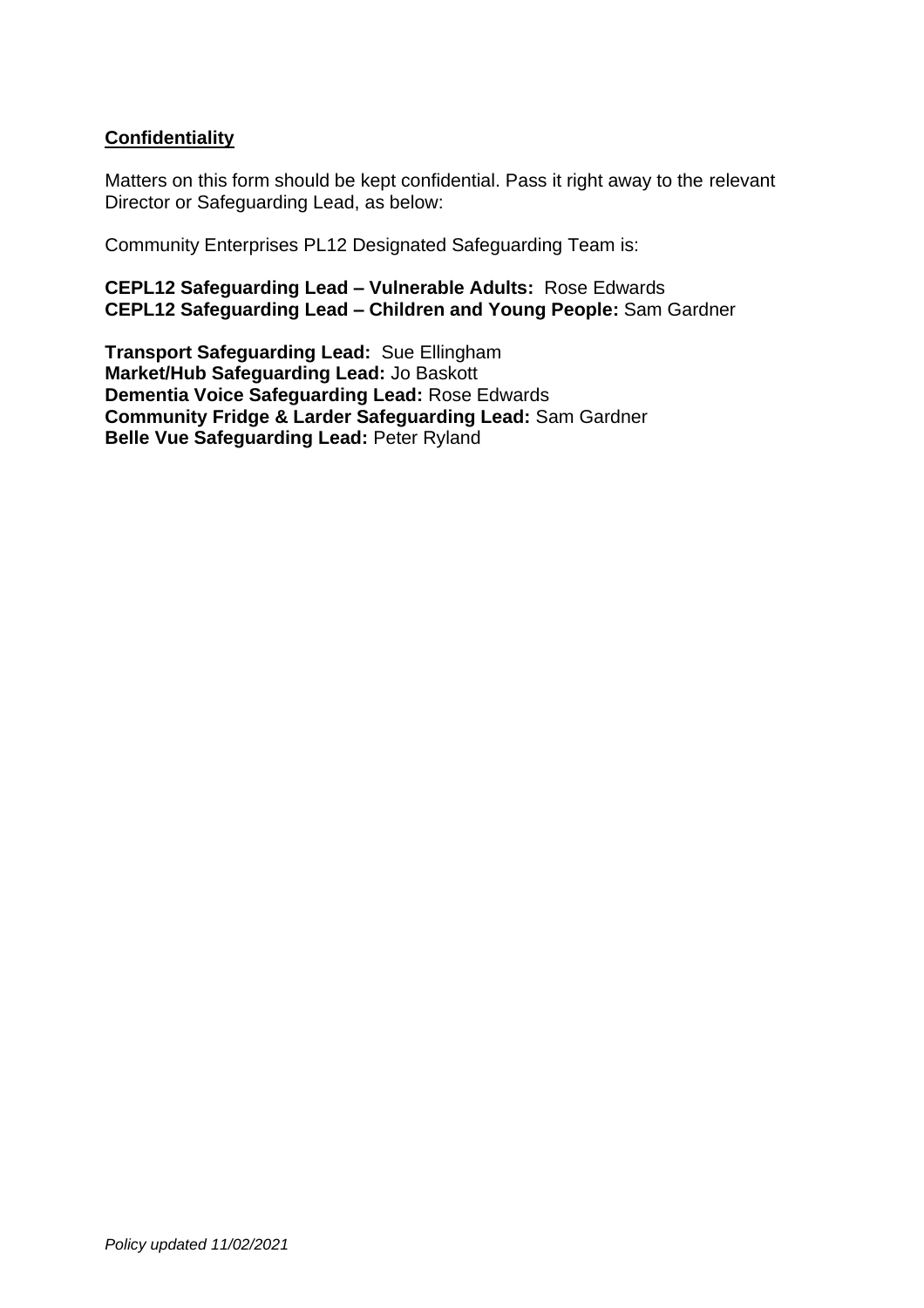**Confidentiality**

Matters on this form should be kept confidential. Pass it right away to the relevant Director or Safeguarding Lead, as below:

Community Enterprises PL12 Designated Safeguarding Team is:

**CEPL12 Safeguarding Lead – Vulnerable Adults:** Rose Edwards
**CEPL12 Safeguarding Lead – Children and Young People:** Sam Gardner

**Transport Safeguarding Lead:** Sue Ellingham
**Market/Hub Safeguarding Lead:** Jo Baskott
**Dementia Voice Safeguarding Lead:** Rose Edwards
**Community Fridge & Larder Safeguarding Lead:** Sam Gardner
**Belle Vue Safeguarding Lead:** Peter Ryland

*Policy updated 11/02/2021*